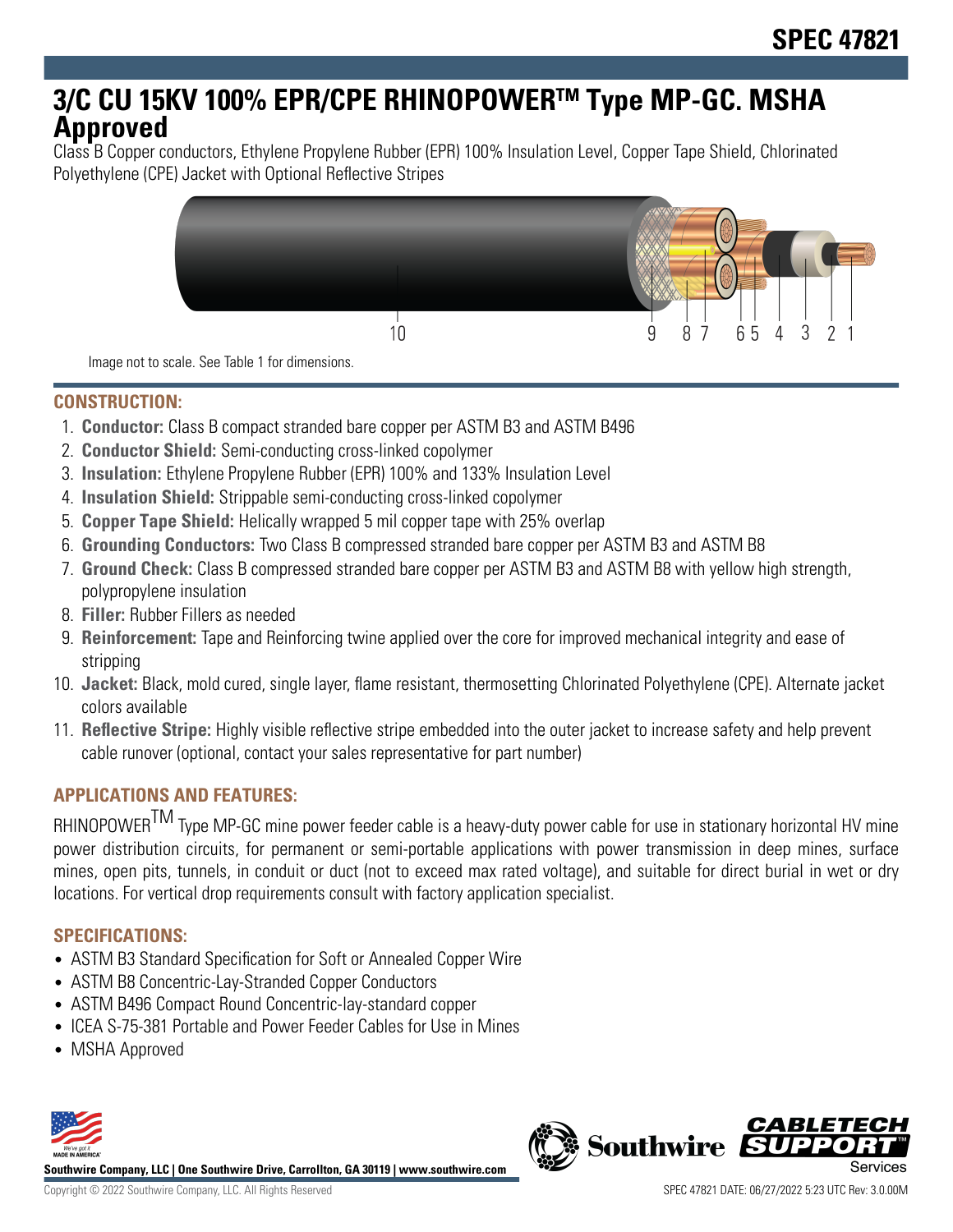# SPEC 47821

# 3/C CU 15KV 100% EPR/CPE RHINOPOWER™ Type MP-GC. MSHA Approved

Class B Copper conductors, Ethylene Propylene Rubber (EPR) 100% Insulation Level, Copper Tape Shield, Chlorinated Polyethylene (CPE) Jacket with Optional Reflective Stripes

Image not to scale. See Table 1 for dimensions.

## CONSTRUCTION:

1. **Conductor:** Class B compact stranded bare copper per ASTM B3 and ASTM B496
2. **Conductor Shield:** Semi-conducting cross-linked copolymer
3. **Insulation:** Ethylene Propylene Rubber (EPR) 100% and 133% Insulation Level
4. **Insulation Shield:** Strippable semi-conducting cross-linked copolymer
5. **Copper Tape Shield:** Helically wrapped 5 mil copper tape with 25% overlap
6. **Grounding Conductors:** Two Class B compressed stranded bare copper per ASTM B3 and ASTM B8
7. **Ground Check:** Class B compressed stranded bare copper per ASTM B3 and ASTM B8 with yellow high strength, polypropylene insulation
8. **Filler:** Rubber Fillers as needed
9. **Reinforcement:** Tape and Reinforcing twine applied over the core for improved mechanical integrity and ease of stripping
10. **Jacket:** Black, mold cured, single layer, flame resistant, thermosetting Chlorinated Polyethylene (CPE). Alternate jacket colors available
11. **Reflective Stripe:** Highly visible reflective stripe embedded into the outer jacket to increase safety and help prevent cable runover (optional, contact your sales representative for part number)

## APPLICATIONS AND FEATURES:

RHINOPOWER™ Type MP-GC mine power feeder cable is a heavy-duty power cable for use in stationary horizontal HV mine power distribution circuits, for permanent or semi-portable applications with power transmission in deep mines, surface mines, open pits, tunnels, in conduit or duct (not to exceed max rated voltage), and suitable for direct burial in wet or dry locations. For vertical drop requirements consult with factory application specialist.

## SPECIFICATIONS:

- ASTM B3 Standard Specification for Soft or Annealed Copper Wire
- ASTM B8 Concentric-Lay-Stranded Copper Conductors
- ASTM B496 Compact Round Concentric-lay-standard copper
- ICEA S-75-381 Portable and Power Feeder Cables for Use in Mines
- MSHA Approved

**Southwire Company, LLC | One Southwire Drive, Carrollton, GA 30119 | www.southwire.com**

Copyright © 2022 Southwire Company, LLC. All Rights Reserved

SPEC 47821 DATE: 06/27/2022 5:23 UTC Rev: 3.0.00M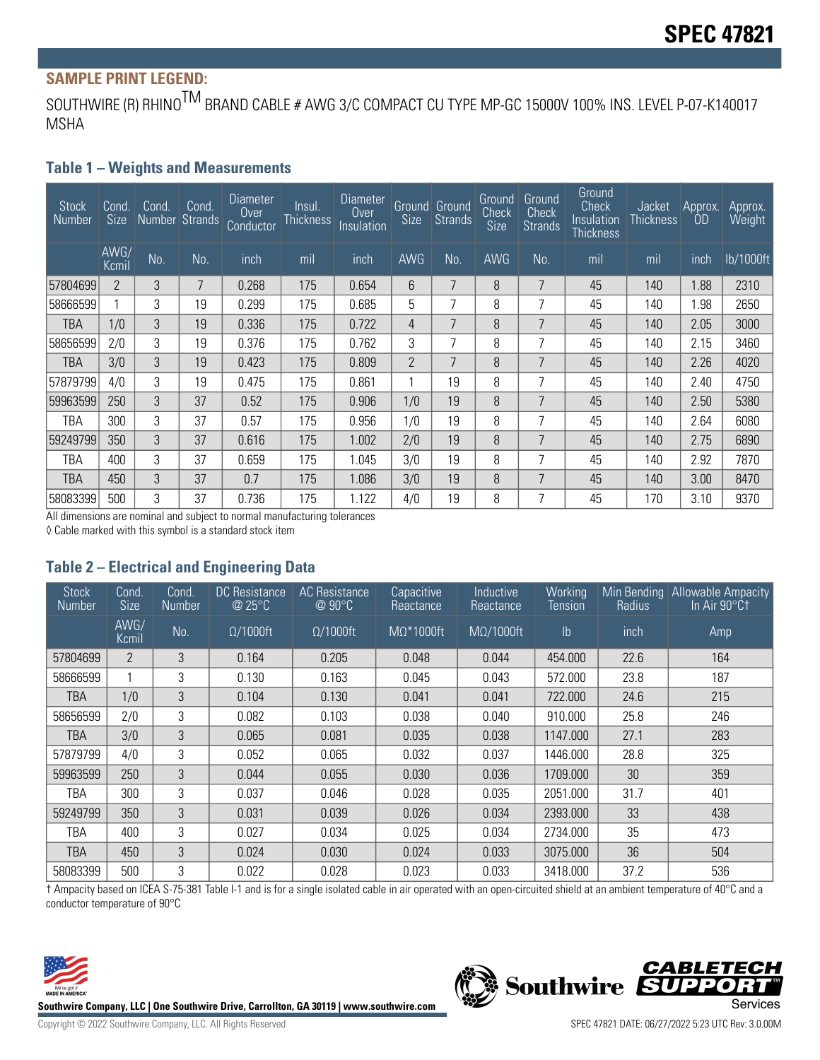## SAMPLE PRINT LEGEND:

SOUTHWIRE (R) RHINO™ BRAND CABLE # AWG 3/C COMPACT CU TYPE MP-GC 15000V 100% INS. LEVEL P-07-K140017 MSHA

### Table 1 – Weights and Measurements

| Stock Number | Cond. Size | Cond. Number | Cond. Strands | Diameter Over Conductor | Insul. Thickness | Diameter Over Insulation | Ground Size | Ground Strands | Ground Check Size | Ground Check Strands | Ground Check Insulation Thickness | Jacket Thickness | Approx. OD | Approx. Weight |
|---|---|---|---|---|---|---|---|---|---|---|---|---|---|---|
| | AWG/ Kcmil | No. | No. | inch | mil | inch | AWG | No. | AWG | No. | mil | mil | inch | lb/1000ft |
| 57804699 | 2 | 3 | 7 | 0.268 | 175 | 0.654 | 6 | 7 | 8 | 7 | 45 | 140 | 1.88 | 2310 |
| 58666599 | 1 | 3 | 19 | 0.299 | 175 | 0.685 | 5 | 7 | 8 | 7 | 45 | 140 | 1.98 | 2650 |
| TBA | 1/0 | 3 | 19 | 0.336 | 175 | 0.722 | 4 | 7 | 8 | 7 | 45 | 140 | 2.05 | 3000 |
| 58656599 | 2/0 | 3 | 19 | 0.376 | 175 | 0.762 | 3 | 7 | 8 | 7 | 45 | 140 | 2.15 | 3460 |
| TBA | 3/0 | 3 | 19 | 0.423 | 175 | 0.809 | 2 | 7 | 8 | 7 | 45 | 140 | 2.26 | 4020 |
| 57879799 | 4/0 | 3 | 19 | 0.475 | 175 | 0.861 | 1 | 19 | 8 | 7 | 45 | 140 | 2.40 | 4750 |
| 59963599 | 250 | 3 | 37 | 0.52 | 175 | 0.906 | 1/0 | 19 | 8 | 7 | 45 | 140 | 2.50 | 5380 |
| TBA | 300 | 3 | 37 | 0.57 | 175 | 0.956 | 1/0 | 19 | 8 | 7 | 45 | 140 | 2.64 | 6080 |
| 59249799 | 350 | 3 | 37 | 0.616 | 175 | 1.002 | 2/0 | 19 | 8 | 7 | 45 | 140 | 2.75 | 6890 |
| TBA | 400 | 3 | 37 | 0.659 | 175 | 1.045 | 3/0 | 19 | 8 | 7 | 45 | 140 | 2.92 | 7870 |
| TBA | 450 | 3 | 37 | 0.7 | 175 | 1.086 | 3/0 | 19 | 8 | 7 | 45 | 140 | 3.00 | 8470 |
| 58083399 | 500 | 3 | 37 | 0.736 | 175 | 1.122 | 4/0 | 19 | 8 | 7 | 45 | 170 | 3.10 | 9370 |

All dimensions are nominal and subject to normal manufacturing tolerances

◊ Cable marked with this symbol is a standard stock item

### Table 2 – Electrical and Engineering Data

| Stock Number | Cond. Size | Cond. Number | DC Resistance @ 25°C | AC Resistance @ 90°C | Capacitive Reactance | Inductive Reactance | Working Tension | Min Bending Radius | Allowable Ampacity In Air 90°C† |
|---|---|---|---|---|---|---|---|---|---|
| | AWG/ Kcmil | No. | Ω/1000ft | Ω/1000ft | MΩ*1000ft | MΩ/1000ft | lb | inch | Amp |
| 57804699 | 2 | 3 | 0.164 | 0.205 | 0.048 | 0.044 | 454.000 | 22.6 | 164 |
| 58666599 | 1 | 3 | 0.130 | 0.163 | 0.045 | 0.043 | 572.000 | 23.8 | 187 |
| TBA | 1/0 | 3 | 0.104 | 0.130 | 0.041 | 0.041 | 722.000 | 24.6 | 215 |
| 58656599 | 2/0 | 3 | 0.082 | 0.103 | 0.038 | 0.040 | 910.000 | 25.8 | 246 |
| TBA | 3/0 | 3 | 0.065 | 0.081 | 0.035 | 0.038 | 1147.000 | 27.1 | 283 |
| 57879799 | 4/0 | 3 | 0.052 | 0.065 | 0.032 | 0.037 | 1446.000 | 28.8 | 325 |
| 59963599 | 250 | 3 | 0.044 | 0.055 | 0.030 | 0.036 | 1709.000 | 30 | 359 |
| TBA | 300 | 3 | 0.037 | 0.046 | 0.028 | 0.035 | 2051.000 | 31.7 | 401 |
| 59249799 | 350 | 3 | 0.031 | 0.039 | 0.026 | 0.034 | 2393.000 | 33 | 438 |
| TBA | 400 | 3 | 0.027 | 0.034 | 0.025 | 0.034 | 2734.000 | 35 | 473 |
| TBA | 450 | 3 | 0.024 | 0.030 | 0.024 | 0.033 | 3075.000 | 36 | 504 |
| 58083399 | 500 | 3 | 0.022 | 0.028 | 0.023 | 0.033 | 3418.000 | 37.2 | 536 |

† Ampacity based on ICEA S-75-381 Table I-1 and is for a single isolated cable in air operated with an open-circuited shield at an ambient temperature of 40°C and a conductor temperature of 90°C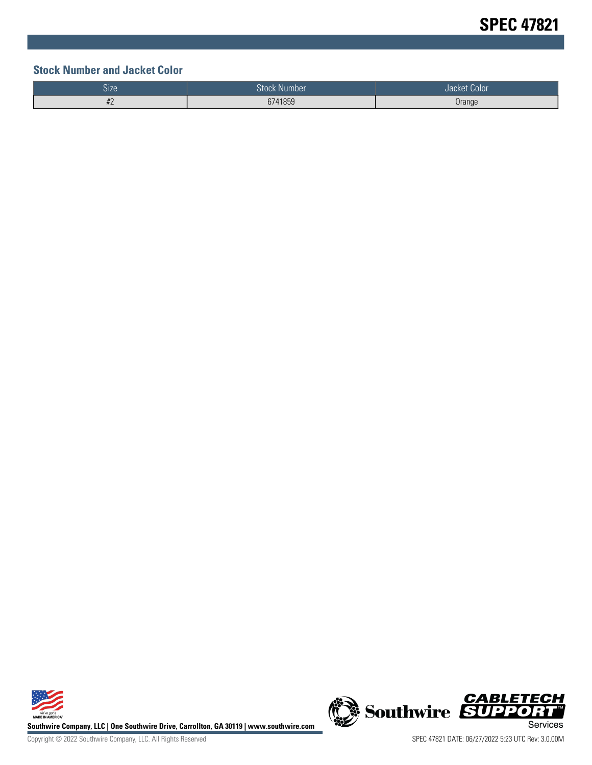## Stock Number and Jacket Color

| Size | Stock Number | Jacket Color |
|---|---|---|
| #2 | 6741859 | Orange |